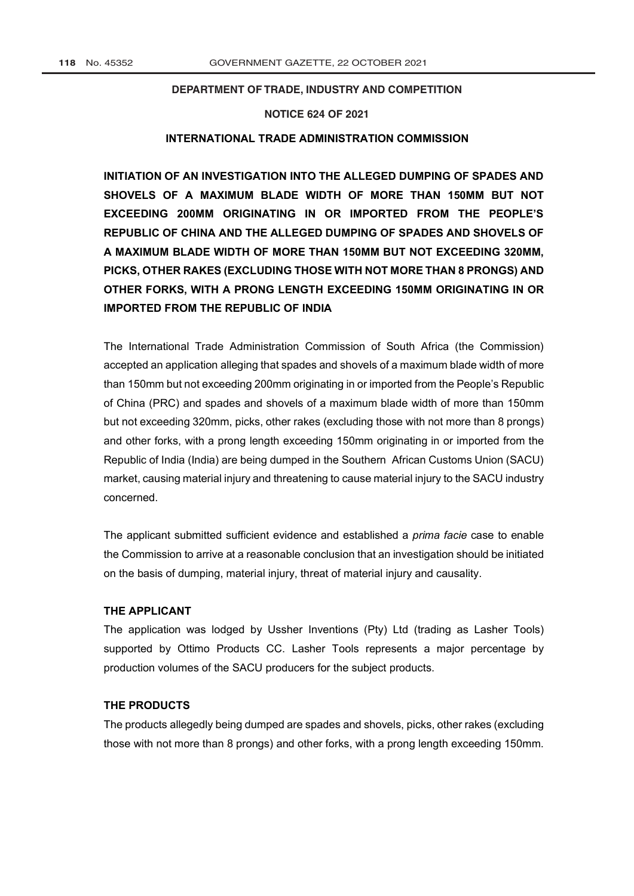**DEPARTMENT OF TRADE, INDUSTRY AND COMPETITION**

**NOTICE 624 OF 2021**

**INTERNATIONAL TRADE ADMINISTRATION COMMISSION**

# INITIATION OF AN INVESTIGATION INTO THE ALLEGED DUMPING OF SPADES AND SHOVELS OF A MAXIMUM BLADE WIDTH OF MORE THAN 150MM BUT NOT EXCEEDING 200MM ORIGINATING IN OR IMPORTED FROM THE PEOPLE'S REPUBLIC OF CHINA AND THE ALLEGED DUMPING OF SPADES AND SHOVELS OF A MAXIMUM BLADE WIDTH OF MORE THAN 150MM BUT NOT EXCEEDING 320MM, PICKS, OTHER RAKES (EXCLUDING THOSE WITH NOT MORE THAN 8 PRONGS) AND OTHER FORKS, WITH A PRONG LENGTH EXCEEDING 150MM ORIGINATING IN OR IMPORTED FROM THE REPUBLIC OF INDIA

The International Trade Administration Commission of South Africa (the Commission) accepted an application alleging that spades and shovels of a maximum blade width of more than 150mm but not exceeding 200mm originating in or imported from the People's Republic of China (PRC) and spades and shovels of a maximum blade width of more than 150mm but not exceeding 320mm, picks, other rakes (excluding those with not more than 8 prongs) and other forks, with a prong length exceeding 150mm originating in or imported from the Republic of India (India) are being dumped in the Southern African Customs Union (SACU) market, causing material injury and threatening to cause material injury to the SACU industry concerned.

The applicant submitted sufficient evidence and established a *prima facie* case to enable the Commission to arrive at a reasonable conclusion that an investigation should be initiated on the basis of dumping, material injury, threat of material injury and causality.

## THE APPLICANT

The application was lodged by Ussher Inventions (Pty) Ltd (trading as Lasher Tools) supported by Ottimo Products CC. Lasher Tools represents a major percentage by production volumes of the SACU producers for the subject products.

## THE PRODUCTS

The products allegedly being dumped are spades and shovels, picks, other rakes (excluding those with not more than 8 prongs) and other forks, with a prong length exceeding 150mm.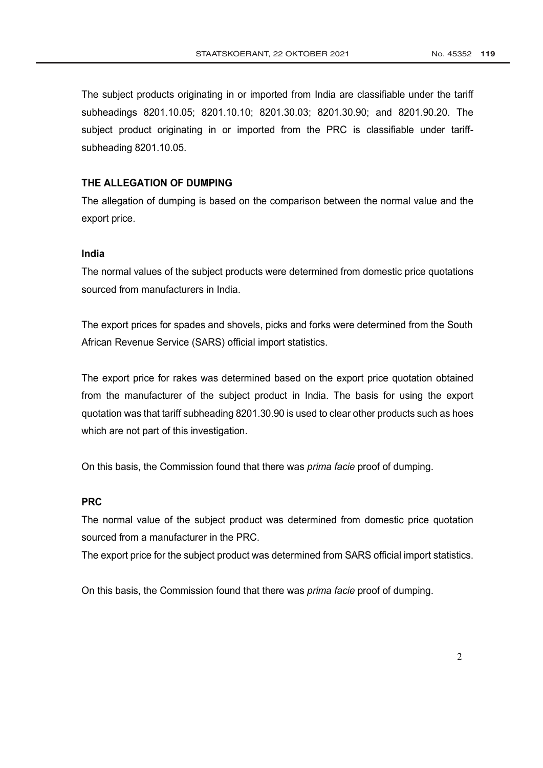The subject products originating in or imported from India are classifiable under the tariff subheadings 8201.10.05; 8201.10.10; 8201.30.03; 8201.30.90; and 8201.90.20. The subject product originating in or imported from the PRC is classifiable under tariff-subheading 8201.10.05.

## THE ALLEGATION OF DUMPING

The allegation of dumping is based on the comparison between the normal value and the export price.

### India

The normal values of the subject products were determined from domestic price quotations sourced from manufacturers in India.

The export prices for spades and shovels, picks and forks were determined from the South African Revenue Service (SARS) official import statistics.

The export price for rakes was determined based on the export price quotation obtained from the manufacturer of the subject product in India. The basis for using the export quotation was that tariff subheading 8201.30.90 is used to clear other products such as hoes which are not part of this investigation.

On this basis, the Commission found that there was *prima facie* proof of dumping.

### PRC

The normal value of the subject product was determined from domestic price quotation sourced from a manufacturer in the PRC.

The export price for the subject product was determined from SARS official import statistics.

On this basis, the Commission found that there was *prima facie* proof of dumping.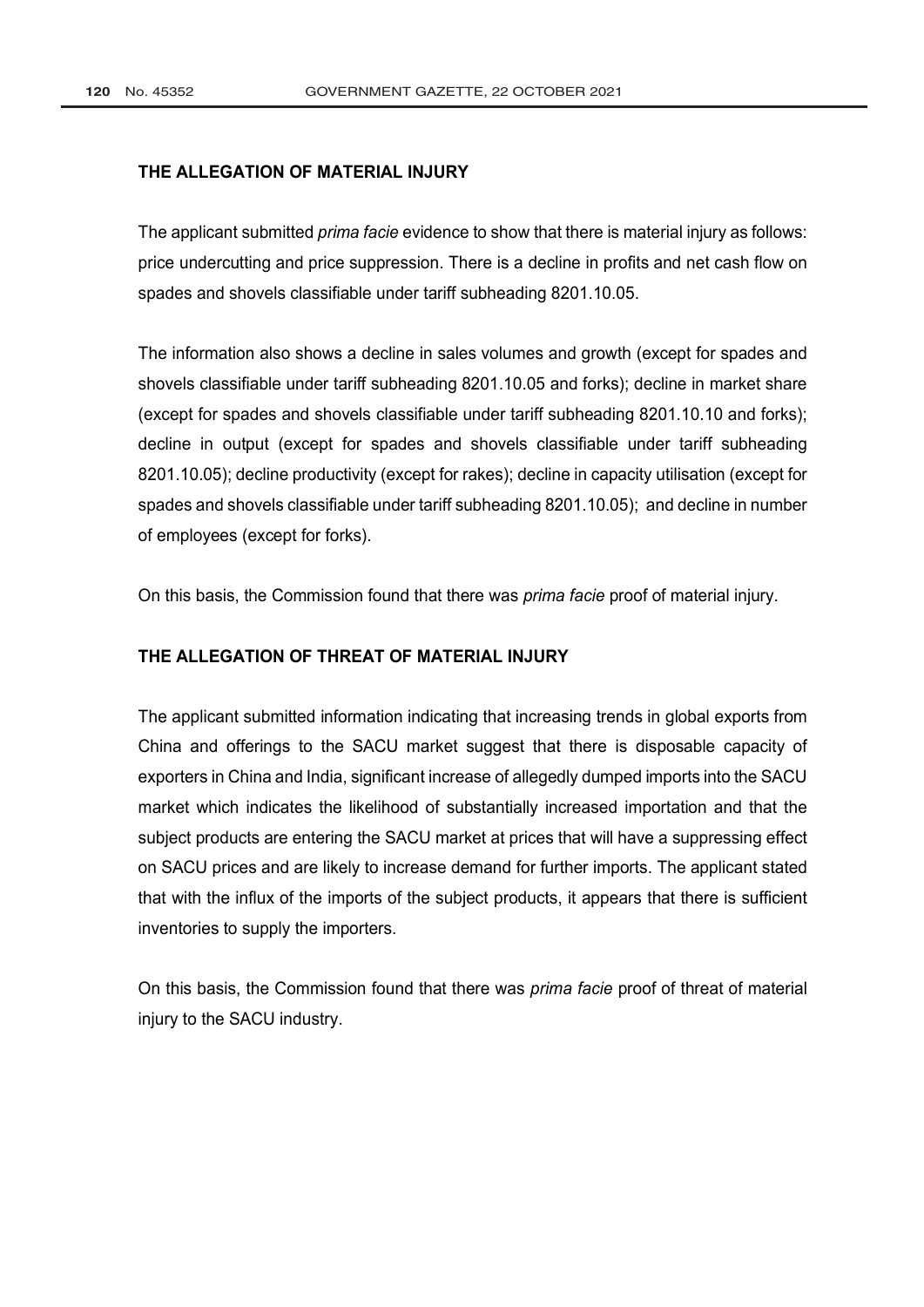## THE ALLEGATION OF MATERIAL INJURY

The applicant submitted *prima facie* evidence to show that there is material injury as follows: price undercutting and price suppression. There is a decline in profits and net cash flow on spades and shovels classifiable under tariff subheading 8201.10.05.

The information also shows a decline in sales volumes and growth (except for spades and shovels classifiable under tariff subheading 8201.10.05 and forks); decline in market share (except for spades and shovels classifiable under tariff subheading 8201.10.10 and forks); decline in output (except for spades and shovels classifiable under tariff subheading 8201.10.05); decline productivity (except for rakes); decline in capacity utilisation (except for spades and shovels classifiable under tariff subheading 8201.10.05); and decline in number of employees (except for forks).

On this basis, the Commission found that there was *prima facie* proof of material injury.

## THE ALLEGATION OF THREAT OF MATERIAL INJURY

The applicant submitted information indicating that increasing trends in global exports from China and offerings to the SACU market suggest that there is disposable capacity of exporters in China and India, significant increase of allegedly dumped imports into the SACU market which indicates the likelihood of substantially increased importation and that the subject products are entering the SACU market at prices that will have a suppressing effect on SACU prices and are likely to increase demand for further imports. The applicant stated that with the influx of the imports of the subject products, it appears that there is sufficient inventories to supply the importers.

On this basis, the Commission found that there was *prima facie* proof of threat of material injury to the SACU industry.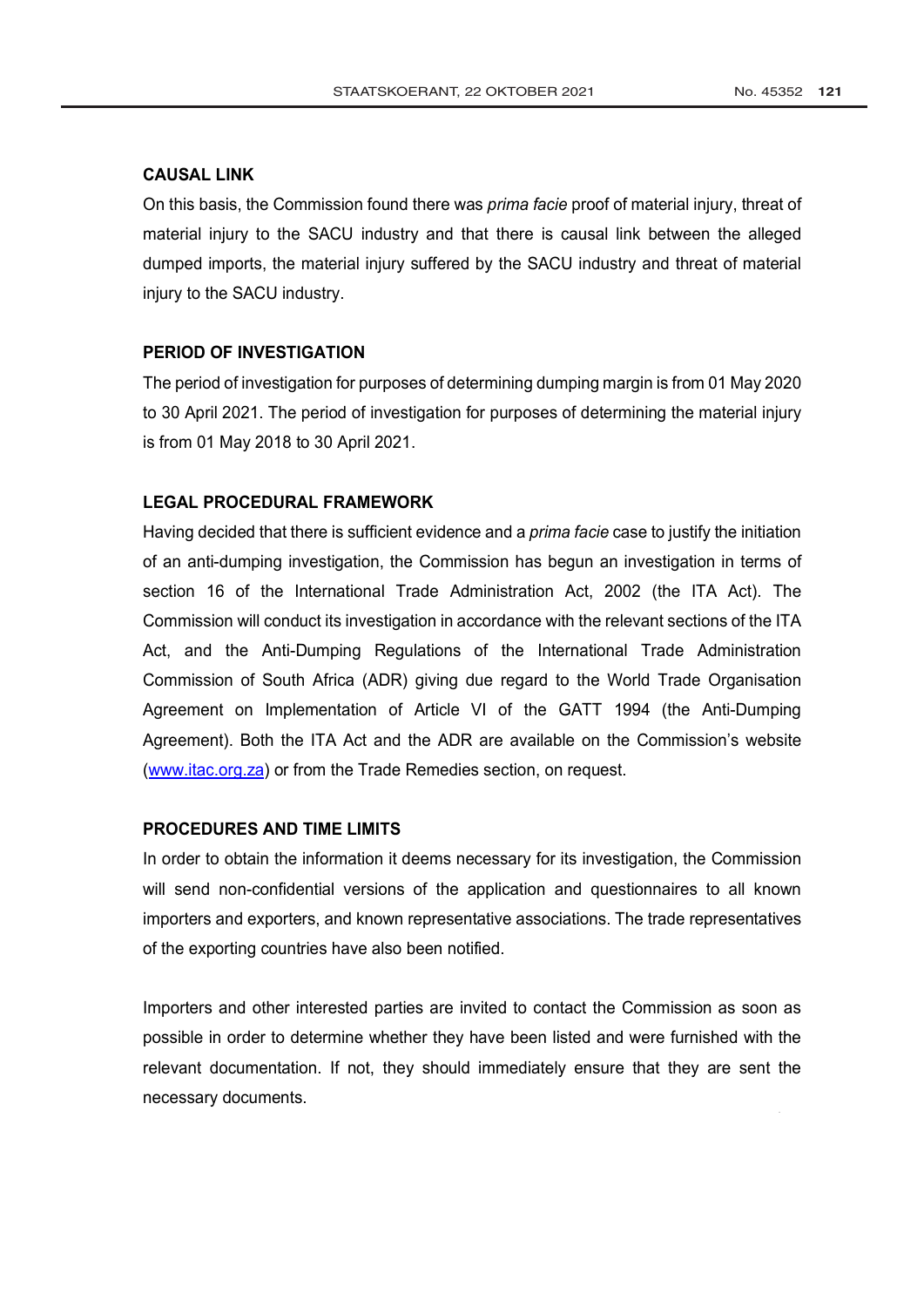## CAUSAL LINK

On this basis, the Commission found there was *prima facie* proof of material injury, threat of material injury to the SACU industry and that there is causal link between the alleged dumped imports, the material injury suffered by the SACU industry and threat of material injury to the SACU industry.

## PERIOD OF INVESTIGATION

The period of investigation for purposes of determining dumping margin is from 01 May 2020 to 30 April 2021. The period of investigation for purposes of determining the material injury is from 01 May 2018 to 30 April 2021.

## LEGAL PROCEDURAL FRAMEWORK

Having decided that there is sufficient evidence and a *prima facie* case to justify the initiation of an anti-dumping investigation, the Commission has begun an investigation in terms of section 16 of the International Trade Administration Act, 2002 (the ITA Act). The Commission will conduct its investigation in accordance with the relevant sections of the ITA Act, and the Anti-Dumping Regulations of the International Trade Administration Commission of South Africa (ADR) giving due regard to the World Trade Organisation Agreement on Implementation of Article VI of the GATT 1994 (the Anti-Dumping Agreement). Both the ITA Act and the ADR are available on the Commission's website (www.itac.org.za) or from the Trade Remedies section, on request.

## PROCEDURES AND TIME LIMITS

In order to obtain the information it deems necessary for its investigation, the Commission will send non-confidential versions of the application and questionnaires to all known importers and exporters, and known representative associations. The trade representatives of the exporting countries have also been notified.

Importers and other interested parties are invited to contact the Commission as soon as possible in order to determine whether they have been listed and were furnished with the relevant documentation. If not, they should immediately ensure that they are sent the necessary documents.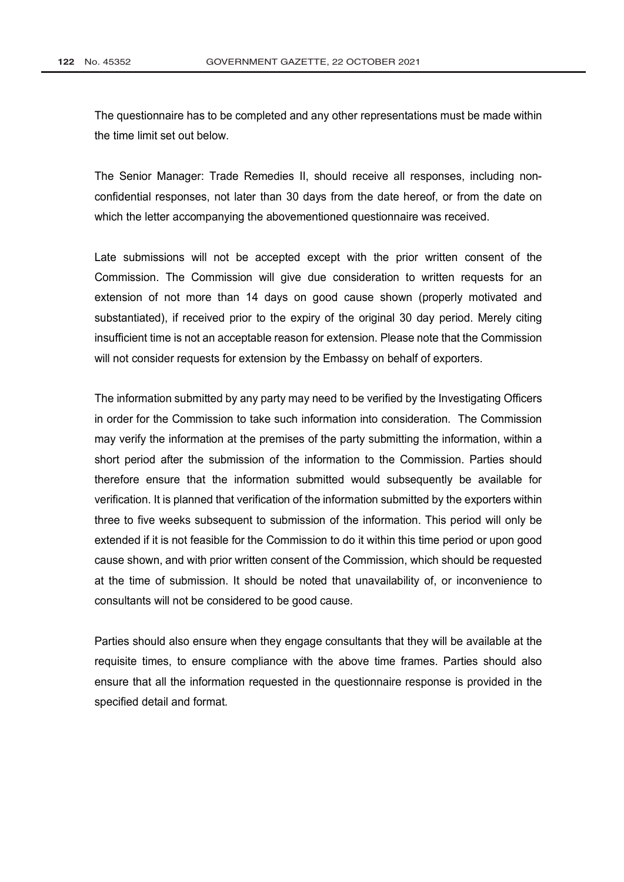The questionnaire has to be completed and any other representations must be made within the time limit set out below.

The Senior Manager: Trade Remedies II, should receive all responses, including non-confidential responses, not later than 30 days from the date hereof, or from the date on which the letter accompanying the abovementioned questionnaire was received.

Late submissions will not be accepted except with the prior written consent of the Commission. The Commission will give due consideration to written requests for an extension of not more than 14 days on good cause shown (properly motivated and substantiated), if received prior to the expiry of the original 30 day period. Merely citing insufficient time is not an acceptable reason for extension. Please note that the Commission will not consider requests for extension by the Embassy on behalf of exporters.

The information submitted by any party may need to be verified by the Investigating Officers in order for the Commission to take such information into consideration. The Commission may verify the information at the premises of the party submitting the information, within a short period after the submission of the information to the Commission. Parties should therefore ensure that the information submitted would subsequently be available for verification. It is planned that verification of the information submitted by the exporters within three to five weeks subsequent to submission of the information. This period will only be extended if it is not feasible for the Commission to do it within this time period or upon good cause shown, and with prior written consent of the Commission, which should be requested at the time of submission. It should be noted that unavailability of, or inconvenience to consultants will not be considered to be good cause.

Parties should also ensure when they engage consultants that they will be available at the requisite times, to ensure compliance with the above time frames. Parties should also ensure that all the information requested in the questionnaire response is provided in the specified detail and format.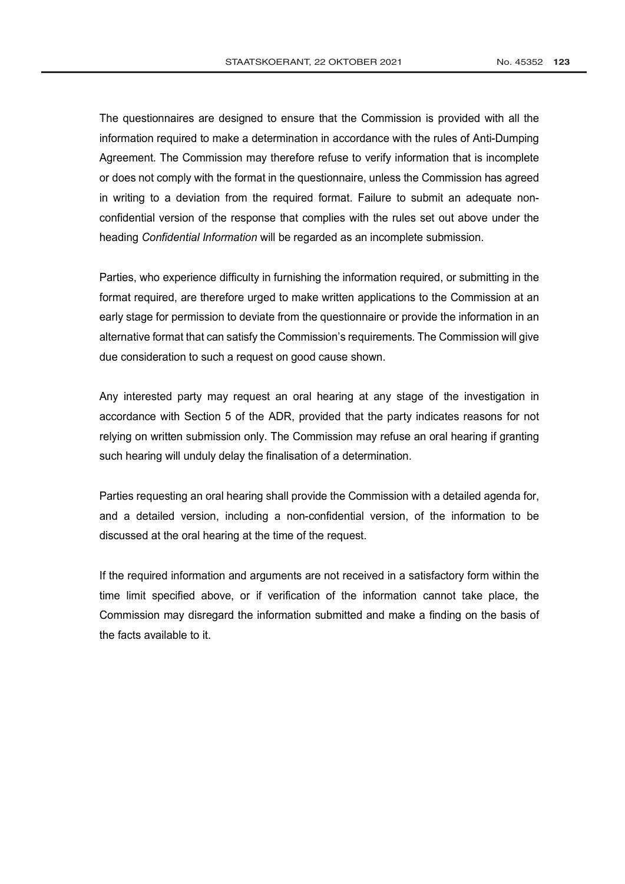The questionnaires are designed to ensure that the Commission is provided with all the information required to make a determination in accordance with the rules of Anti-Dumping Agreement. The Commission may therefore refuse to verify information that is incomplete or does not comply with the format in the questionnaire, unless the Commission has agreed in writing to a deviation from the required format. Failure to submit an adequate non-confidential version of the response that complies with the rules set out above under the heading *Confidential Information* will be regarded as an incomplete submission.

Parties, who experience difficulty in furnishing the information required, or submitting in the format required, are therefore urged to make written applications to the Commission at an early stage for permission to deviate from the questionnaire or provide the information in an alternative format that can satisfy the Commission's requirements. The Commission will give due consideration to such a request on good cause shown.

Any interested party may request an oral hearing at any stage of the investigation in accordance with Section 5 of the ADR, provided that the party indicates reasons for not relying on written submission only. The Commission may refuse an oral hearing if granting such hearing will unduly delay the finalisation of a determination.

Parties requesting an oral hearing shall provide the Commission with a detailed agenda for, and a detailed version, including a non-confidential version, of the information to be discussed at the oral hearing at the time of the request.

If the required information and arguments are not received in a satisfactory form within the time limit specified above, or if verification of the information cannot take place, the Commission may disregard the information submitted and make a finding on the basis of the facts available to it.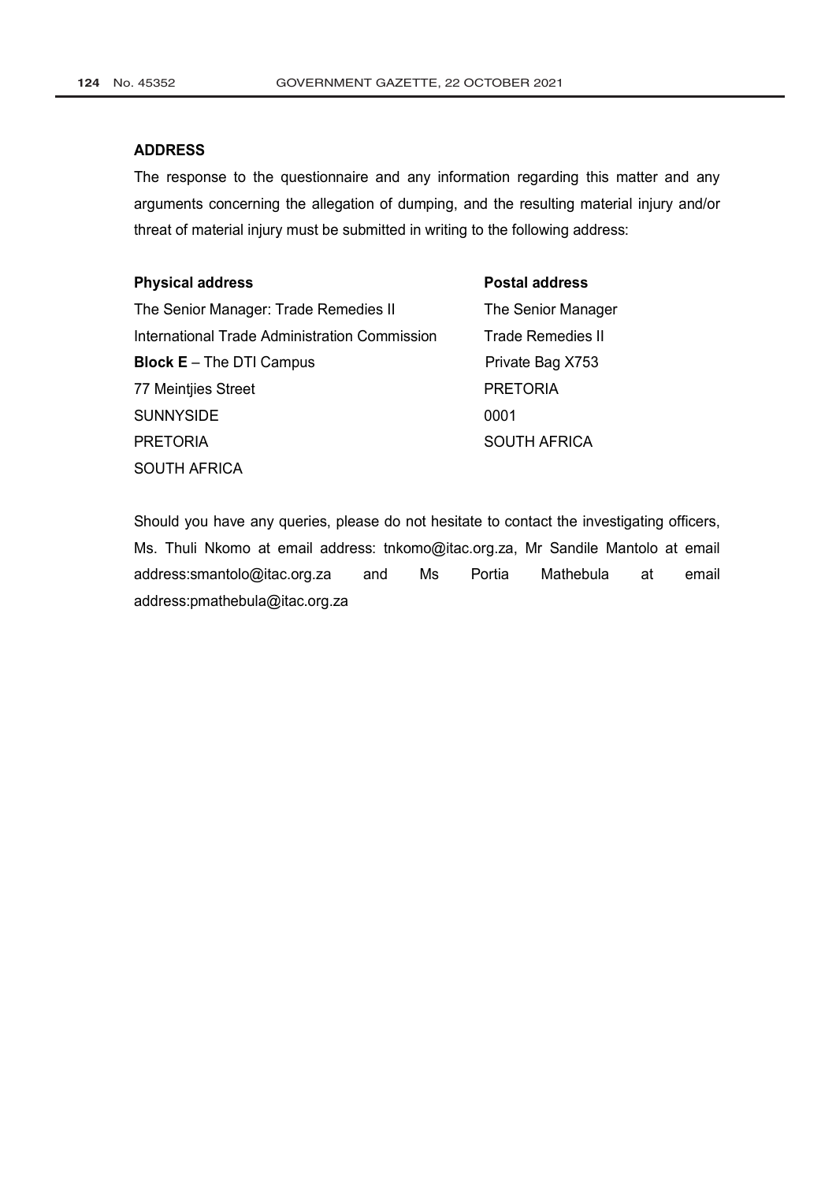**ADDRESS**

The response to the questionnaire and any information regarding this matter and any arguments concerning the allegation of dumping, and the resulting material injury and/or threat of material injury must be submitted in writing to the following address:

**Physical address**

The Senior Manager: Trade Remedies II
International Trade Administration Commission
**Block E** – The DTI Campus
77 Meintjies Street
SUNNYSIDE
PRETORIA
SOUTH AFRICA

**Postal address**

The Senior Manager
Trade Remedies II
Private Bag X753
PRETORIA
0001
SOUTH AFRICA

Should you have any queries, please do not hesitate to contact the investigating officers, Ms. Thuli Nkomo at email address: tnkomo@itac.org.za, Mr Sandile Mantolo at email address:smantolo@itac.org.za and Ms Portia Mathebula at email address:pmathebula@itac.org.za